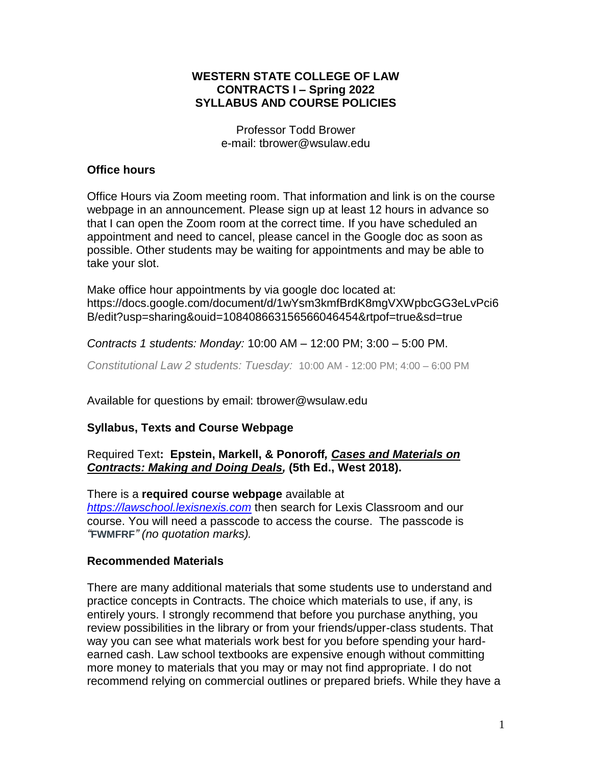**WESTERN STATE COLLEGE OF LAW**
**CONTRACTS I – Spring 2022**
**SYLLABUS AND COURSE POLICIES**

Professor Todd Brower
e-mail: tbrower@wsulaw.edu

## Office hours

Office Hours via Zoom meeting room. That information and link is on the course webpage in an announcement. Please sign up at least 12 hours in advance so that I can open the Zoom room at the correct time. If you have scheduled an appointment and need to cancel, please cancel in the Google doc as soon as possible. Other students may be waiting for appointments and may be able to take your slot.

Make office hour appointments by via google doc located at:
https://docs.google.com/document/d/1wYsm3kmfBrdK8mgVXWpbcGG3eLvPci6B/edit?usp=sharing&ouid=108408663156566046454&rtpof=true&sd=true

*Contracts 1 students: Monday:* 10:00 AM – 12:00 PM; 3:00 – 5:00 PM.

*Constitutional Law 2 students: Tuesday:* 10:00 AM - 12:00 PM; 4:00 – 6:00 PM

Available for questions by email: tbrower@wsulaw.edu

## Syllabus, Texts and Course Webpage

Required Text**: Epstein, Markell, & Ponoroff*, Cases and Materials on Contracts: Making and Doing Deals,* (5th Ed., West 2018).**

There is a **required course webpage** available at *https://lawschool.lexisnexis.com* then search for Lexis Classroom and our course. You will need a passcode to access the course. The passcode is *"***FWMFRF***" (no quotation marks).*

## Recommended Materials

There are many additional materials that some students use to understand and practice concepts in Contracts. The choice which materials to use, if any, is entirely yours. I strongly recommend that before you purchase anything, you review possibilities in the library or from your friends/upper-class students. That way you can see what materials work best for you before spending your hard-earned cash. Law school textbooks are expensive enough without committing more money to materials that you may or may not find appropriate. I do not recommend relying on commercial outlines or prepared briefs. While they have a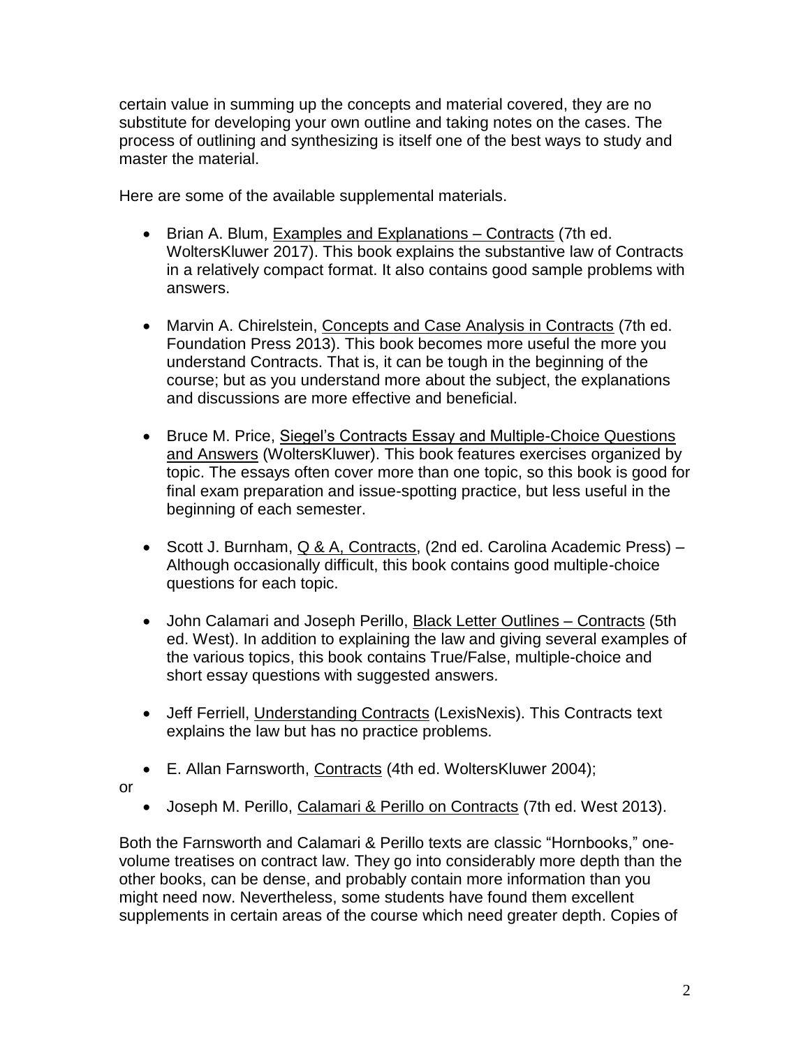certain value in summing up the concepts and material covered, they are no substitute for developing your own outline and taking notes on the cases. The process of outlining and synthesizing is itself one of the best ways to study and master the material.

Here are some of the available supplemental materials.

- Brian A. Blum, Examples and Explanations – Contracts (7th ed. WoltersKluwer 2017). This book explains the substantive law of Contracts in a relatively compact format. It also contains good sample problems with answers.

- Marvin A. Chirelstein, Concepts and Case Analysis in Contracts (7th ed. Foundation Press 2013). This book becomes more useful the more you understand Contracts. That is, it can be tough in the beginning of the course; but as you understand more about the subject, the explanations and discussions are more effective and beneficial.

- Bruce M. Price, Siegel's Contracts Essay and Multiple-Choice Questions and Answers (WoltersKluwer). This book features exercises organized by topic. The essays often cover more than one topic, so this book is good for final exam preparation and issue-spotting practice, but less useful in the beginning of each semester.

- Scott J. Burnham, Q & A, Contracts, (2nd ed. Carolina Academic Press) – Although occasionally difficult, this book contains good multiple-choice questions for each topic.

- John Calamari and Joseph Perillo, Black Letter Outlines – Contracts (5th ed. West). In addition to explaining the law and giving several examples of the various topics, this book contains True/False, multiple-choice and short essay questions with suggested answers.

- Jeff Ferriell, Understanding Contracts (LexisNexis). This Contracts text explains the law but has no practice problems.

- E. Allan Farnsworth, Contracts (4th ed. WoltersKluwer 2004);

or

- Joseph M. Perillo, Calamari & Perillo on Contracts (7th ed. West 2013).

Both the Farnsworth and Calamari & Perillo texts are classic "Hornbooks," one-volume treatises on contract law. They go into considerably more depth than the other books, can be dense, and probably contain more information than you might need now. Nevertheless, some students have found them excellent supplements in certain areas of the course which need greater depth. Copies of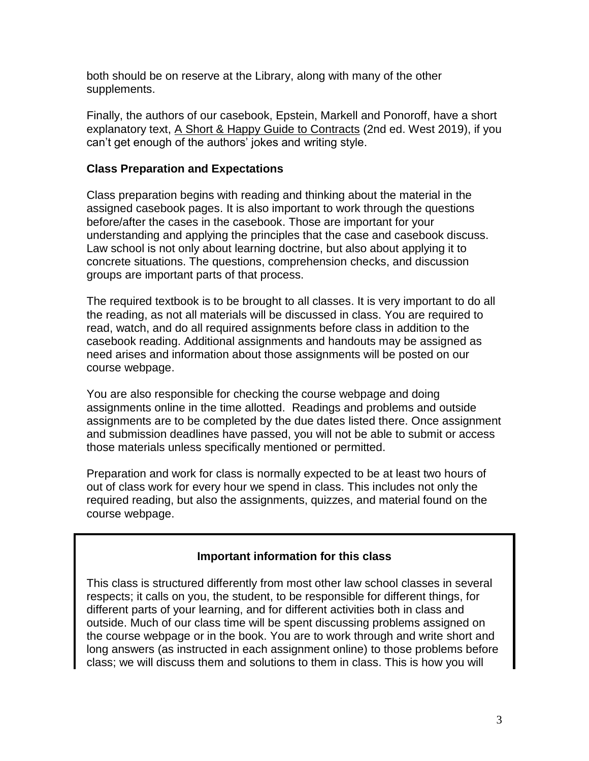both should be on reserve at the Library, along with many of the other supplements.

Finally, the authors of our casebook, Epstein, Markell and Ponoroff, have a short explanatory text, A Short & Happy Guide to Contracts (2nd ed. West 2019), if you can't get enough of the authors' jokes and writing style.

**Class Preparation and Expectations**

Class preparation begins with reading and thinking about the material in the assigned casebook pages. It is also important to work through the questions before/after the cases in the casebook. Those are important for your understanding and applying the principles that the case and casebook discuss. Law school is not only about learning doctrine, but also about applying it to concrete situations. The questions, comprehension checks, and discussion groups are important parts of that process.

The required textbook is to be brought to all classes. It is very important to do all the reading, as not all materials will be discussed in class. You are required to read, watch, and do all required assignments before class in addition to the casebook reading. Additional assignments and handouts may be assigned as need arises and information about those assignments will be posted on our course webpage.

You are also responsible for checking the course webpage and doing assignments online in the time allotted. Readings and problems and outside assignments are to be completed by the due dates listed there. Once assignment and submission deadlines have passed, you will not be able to submit or access those materials unless specifically mentioned or permitted.

Preparation and work for class is normally expected to be at least two hours of out of class work for every hour we spend in class. This includes not only the required reading, but also the assignments, quizzes, and material found on the course webpage.

**Important information for this class**

This class is structured differently from most other law school classes in several respects; it calls on you, the student, to be responsible for different things, for different parts of your learning, and for different activities both in class and outside. Much of our class time will be spent discussing problems assigned on the course webpage or in the book. You are to work through and write short and long answers (as instructed in each assignment online) to those problems before class; we will discuss them and solutions to them in class. This is how you will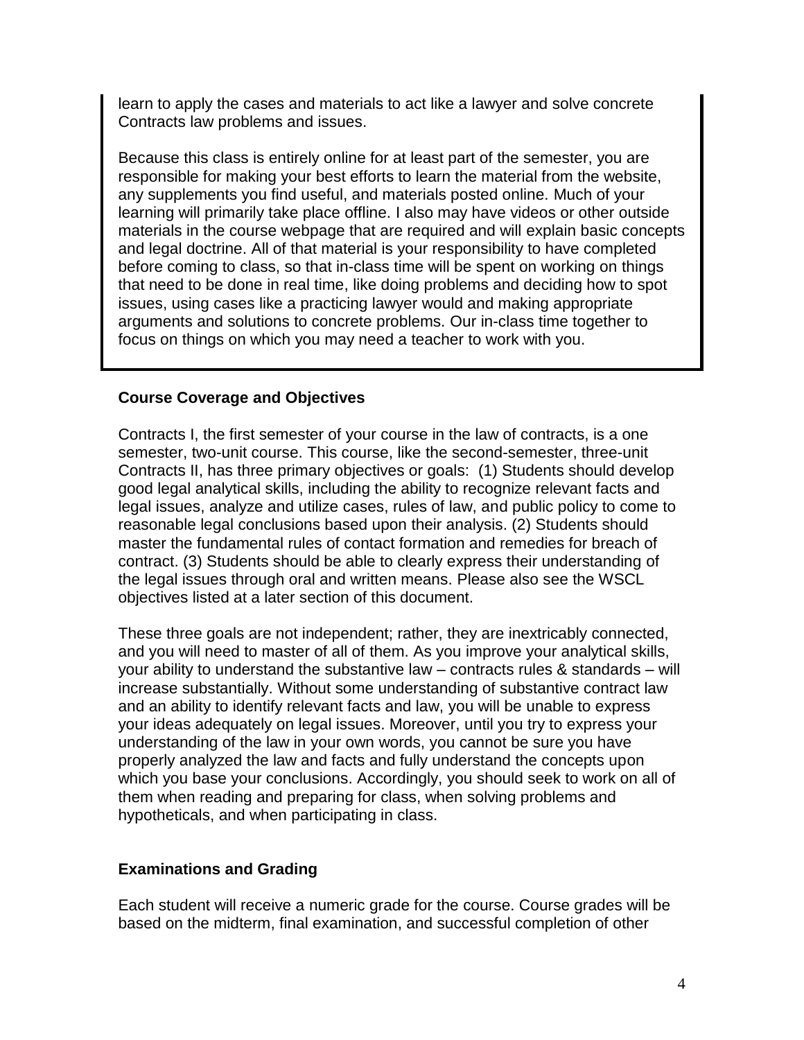learn to apply the cases and materials to act like a lawyer and solve concrete Contracts law problems and issues.

Because this class is entirely online for at least part of the semester, you are responsible for making your best efforts to learn the material from the website, any supplements you find useful, and materials posted online. Much of your learning will primarily take place offline. I also may have videos or other outside materials in the course webpage that are required and will explain basic concepts and legal doctrine. All of that material is your responsibility to have completed before coming to class, so that in-class time will be spent on working on things that need to be done in real time, like doing problems and deciding how to spot issues, using cases like a practicing lawyer would and making appropriate arguments and solutions to concrete problems. Our in-class time together to focus on things on which you may need a teacher to work with you.

### Course Coverage and Objectives

Contracts I, the first semester of your course in the law of contracts, is a one semester, two-unit course. This course, like the second-semester, three-unit Contracts II, has three primary objectives or goals: (1) Students should develop good legal analytical skills, including the ability to recognize relevant facts and legal issues, analyze and utilize cases, rules of law, and public policy to come to reasonable legal conclusions based upon their analysis. (2) Students should master the fundamental rules of contact formation and remedies for breach of contract. (3) Students should be able to clearly express their understanding of the legal issues through oral and written means. Please also see the WSCL objectives listed at a later section of this document.

These three goals are not independent; rather, they are inextricably connected, and you will need to master of all of them. As you improve your analytical skills, your ability to understand the substantive law – contracts rules & standards – will increase substantially. Without some understanding of substantive contract law and an ability to identify relevant facts and law, you will be unable to express your ideas adequately on legal issues. Moreover, until you try to express your understanding of the law in your own words, you cannot be sure you have properly analyzed the law and facts and fully understand the concepts upon which you base your conclusions. Accordingly, you should seek to work on all of them when reading and preparing for class, when solving problems and hypotheticals, and when participating in class.

### Examinations and Grading

Each student will receive a numeric grade for the course. Course grades will be based on the midterm, final examination, and successful completion of other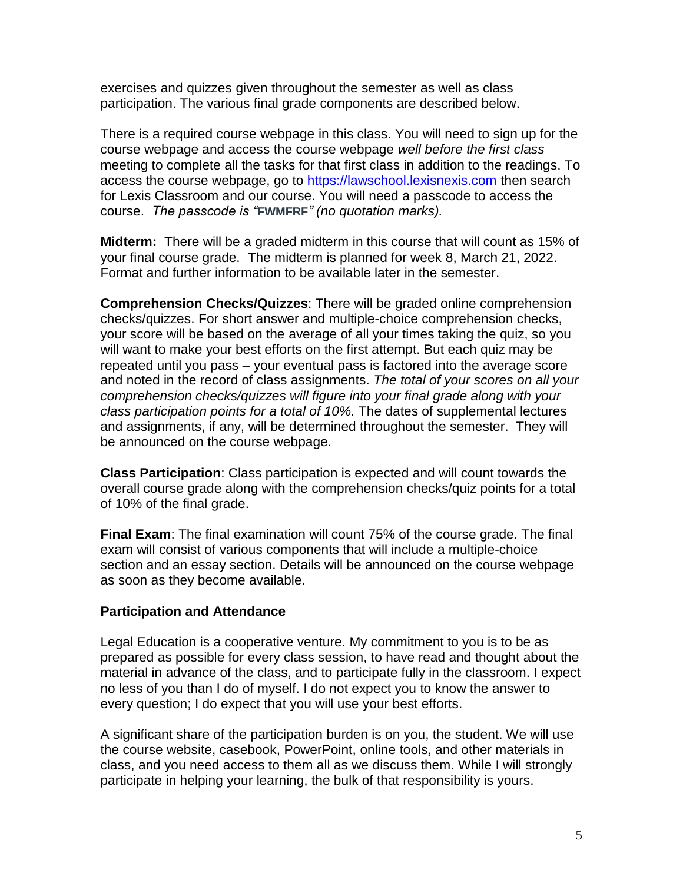exercises and quizzes given throughout the semester as well as class participation. The various final grade components are described below.

There is a required course webpage in this class. You will need to sign up for the course webpage and access the course webpage *well before the first class* meeting to complete all the tasks for that first class in addition to the readings. To access the course webpage, go to https://lawschool.lexisnexis.com then search for Lexis Classroom and our course. You will need a passcode to access the course. *The passcode is "***FWMFRF***" (no quotation marks).*

**Midterm:** There will be a graded midterm in this course that will count as 15% of your final course grade. The midterm is planned for week 8, March 21, 2022. Format and further information to be available later in the semester.

**Comprehension Checks/Quizzes**: There will be graded online comprehension checks/quizzes. For short answer and multiple-choice comprehension checks, your score will be based on the average of all your times taking the quiz, so you will want to make your best efforts on the first attempt. But each quiz may be repeated until you pass – your eventual pass is factored into the average score and noted in the record of class assignments. *The total of your scores on all your comprehension checks/quizzes will figure into your final grade along with your class participation points for a total of 10%.* The dates of supplemental lectures and assignments, if any, will be determined throughout the semester. They will be announced on the course webpage.

**Class Participation**: Class participation is expected and will count towards the overall course grade along with the comprehension checks/quiz points for a total of 10% of the final grade.

**Final Exam**: The final examination will count 75% of the course grade. The final exam will consist of various components that will include a multiple-choice section and an essay section. Details will be announced on the course webpage as soon as they become available.

**Participation and Attendance**

Legal Education is a cooperative venture. My commitment to you is to be as prepared as possible for every class session, to have read and thought about the material in advance of the class, and to participate fully in the classroom. I expect no less of you than I do of myself. I do not expect you to know the answer to every question; I do expect that you will use your best efforts.

A significant share of the participation burden is on you, the student. We will use the course website, casebook, PowerPoint, online tools, and other materials in class, and you need access to them all as we discuss them. While I will strongly participate in helping your learning, the bulk of that responsibility is yours.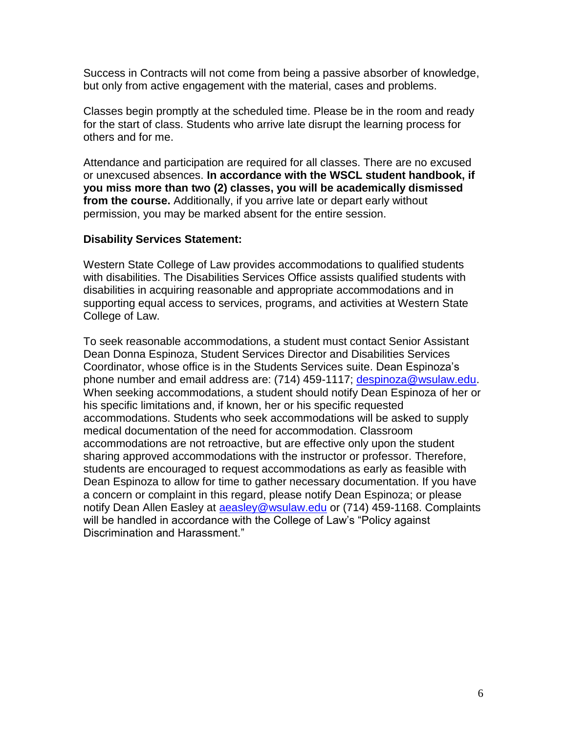Success in Contracts will not come from being a passive absorber of knowledge, but only from active engagement with the material, cases and problems.

Classes begin promptly at the scheduled time. Please be in the room and ready for the start of class. Students who arrive late disrupt the learning process for others and for me.

Attendance and participation are required for all classes. There are no excused or unexcused absences. **In accordance with the WSCL student handbook, if you miss more than two (2) classes, you will be academically dismissed from the course.** Additionally, if you arrive late or depart early without permission, you may be marked absent for the entire session.

**Disability Services Statement:**

Western State College of Law provides accommodations to qualified students with disabilities. The Disabilities Services Office assists qualified students with disabilities in acquiring reasonable and appropriate accommodations and in supporting equal access to services, programs, and activities at Western State College of Law.

To seek reasonable accommodations, a student must contact Senior Assistant Dean Donna Espinoza, Student Services Director and Disabilities Services Coordinator, whose office is in the Students Services suite. Dean Espinoza's phone number and email address are: (714) 459-1117; despinoza@wsulaw.edu. When seeking accommodations, a student should notify Dean Espinoza of her or his specific limitations and, if known, her or his specific requested accommodations. Students who seek accommodations will be asked to supply medical documentation of the need for accommodation. Classroom accommodations are not retroactive, but are effective only upon the student sharing approved accommodations with the instructor or professor. Therefore, students are encouraged to request accommodations as early as feasible with Dean Espinoza to allow for time to gather necessary documentation. If you have a concern or complaint in this regard, please notify Dean Espinoza; or please notify Dean Allen Easley at aeasley@wsulaw.edu or (714) 459-1168. Complaints will be handled in accordance with the College of Law's "Policy against Discrimination and Harassment."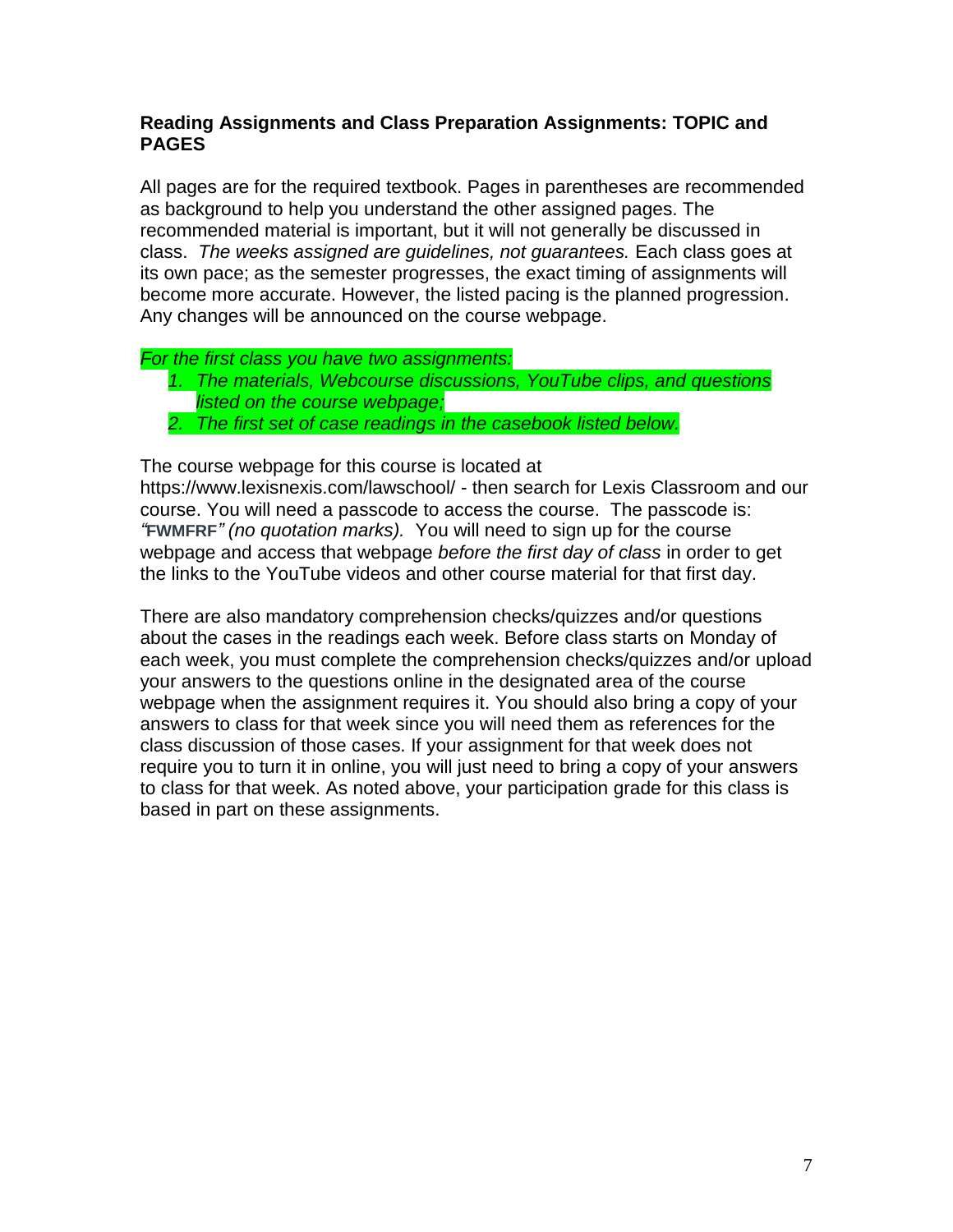**Reading Assignments and Class Preparation Assignments: TOPIC and PAGES**

All pages are for the required textbook. Pages in parentheses are recommended as background to help you understand the other assigned pages. The recommended material is important, but it will not generally be discussed in class. *The weeks assigned are guidelines, not guarantees.* Each class goes at its own pace; as the semester progresses, the exact timing of assignments will become more accurate. However, the listed pacing is the planned progression. Any changes will be announced on the course webpage.

*For the first class you have two assignments:*

1. *The materials, Webcourse discussions, YouTube clips, and questions listed on the course webpage;*
2. *The first set of case readings in the casebook listed below.*

The course webpage for this course is located at https://www.lexisnexis.com/lawschool/ - then search for Lexis Classroom and our course. You will need a passcode to access the course. The passcode is: *"***FWMFRF***" (no quotation marks).* You will need to sign up for the course webpage and access that webpage *before the first day of class* in order to get the links to the YouTube videos and other course material for that first day.

There are also mandatory comprehension checks/quizzes and/or questions about the cases in the readings each week. Before class starts on Monday of each week, you must complete the comprehension checks/quizzes and/or upload your answers to the questions online in the designated area of the course webpage when the assignment requires it. You should also bring a copy of your answers to class for that week since you will need them as references for the class discussion of those cases. If your assignment for that week does not require you to turn it in online, you will just need to bring a copy of your answers to class for that week. As noted above, your participation grade for this class is based in part on these assignments.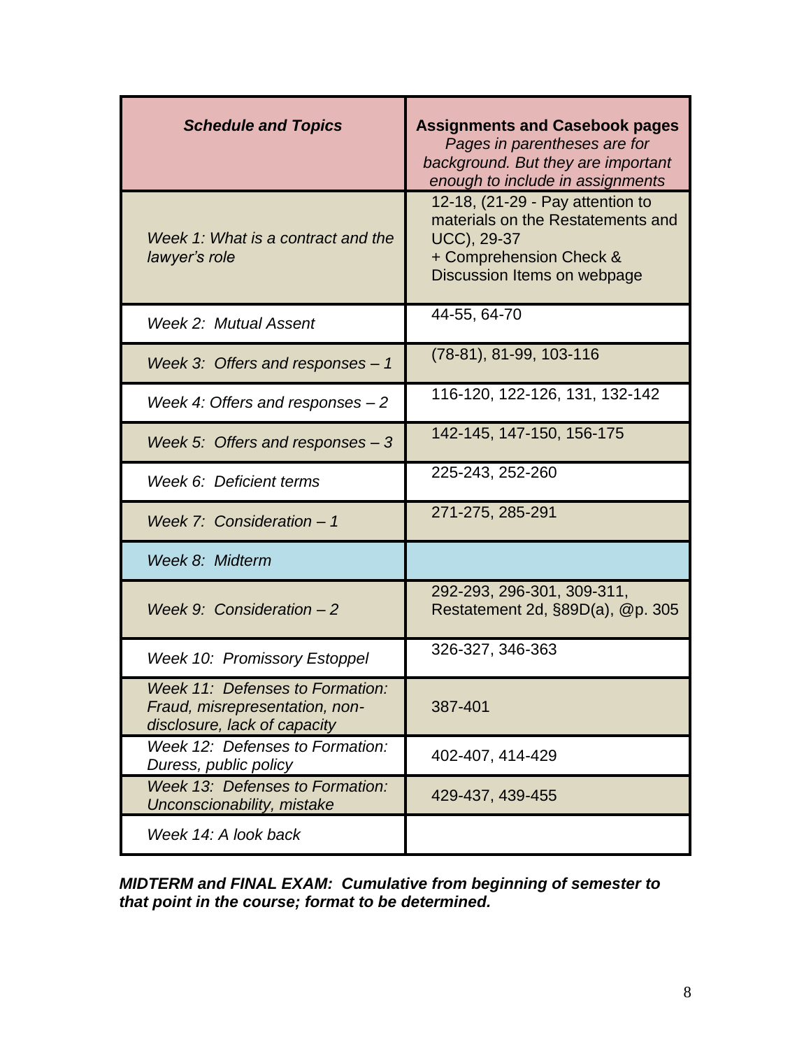| *Schedule and Topics* | **Assignments and Casebook pages** *Pages in parentheses are for background. But they are important enough to include in assignments* |
|---|---|
| *Week 1: What is a contract and the lawyer's role* | 12-18, (21-29 - Pay attention to materials on the Restatements and UCC), 29-37 + Comprehension Check & Discussion Items on webpage |
| *Week 2: Mutual Assent* | 44-55, 64-70 |
| *Week 3: Offers and responses – 1* | (78-81), 81-99, 103-116 |
| *Week 4: Offers and responses – 2* | 116-120, 122-126, 131, 132-142 |
| *Week 5: Offers and responses – 3* | 142-145, 147-150, 156-175 |
| *Week 6: Deficient terms* | 225-243, 252-260 |
| *Week 7: Consideration – 1* | 271-275, 285-291 |
| *Week 8: Midterm* | |
| *Week 9: Consideration – 2* | 292-293, 296-301, 309-311, Restatement 2d, §89D(a), @p. 305 |
| *Week 10: Promissory Estoppel* | 326-327, 346-363 |
| *Week 11: Defenses to Formation: Fraud, misrepresentation, non-disclosure, lack of capacity* | 387-401 |
| *Week 12: Defenses to Formation: Duress, public policy* | 402-407, 414-429 |
| *Week 13: Defenses to Formation: Unconscionability, mistake* | 429-437, 439-455 |
| *Week 14: A look back* | |

***MIDTERM and FINAL EXAM: Cumulative from beginning of semester to that point in the course; format to be determined.***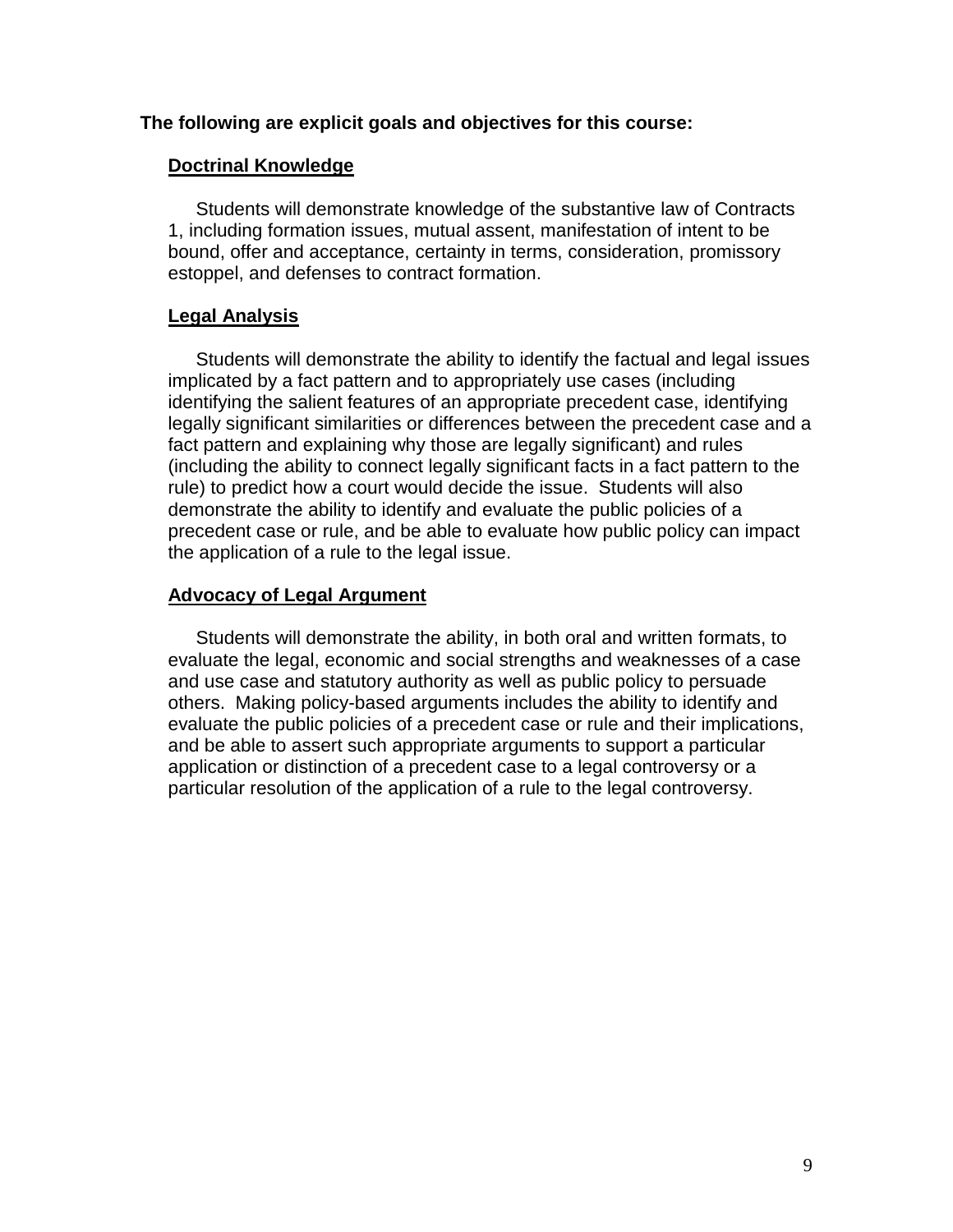**The following are explicit goals and objectives for this course:**

**Doctrinal Knowledge**

Students will demonstrate knowledge of the substantive law of Contracts 1, including formation issues, mutual assent, manifestation of intent to be bound, offer and acceptance, certainty in terms, consideration, promissory estoppel, and defenses to contract formation.

**Legal Analysis**

Students will demonstrate the ability to identify the factual and legal issues implicated by a fact pattern and to appropriately use cases (including identifying the salient features of an appropriate precedent case, identifying legally significant similarities or differences between the precedent case and a fact pattern and explaining why those are legally significant) and rules (including the ability to connect legally significant facts in a fact pattern to the rule) to predict how a court would decide the issue. Students will also demonstrate the ability to identify and evaluate the public policies of a precedent case or rule, and be able to evaluate how public policy can impact the application of a rule to the legal issue.

**Advocacy of Legal Argument**

Students will demonstrate the ability, in both oral and written formats, to evaluate the legal, economic and social strengths and weaknesses of a case and use case and statutory authority as well as public policy to persuade others. Making policy-based arguments includes the ability to identify and evaluate the public policies of a precedent case or rule and their implications, and be able to assert such appropriate arguments to support a particular application or distinction of a precedent case to a legal controversy or a particular resolution of the application of a rule to the legal controversy.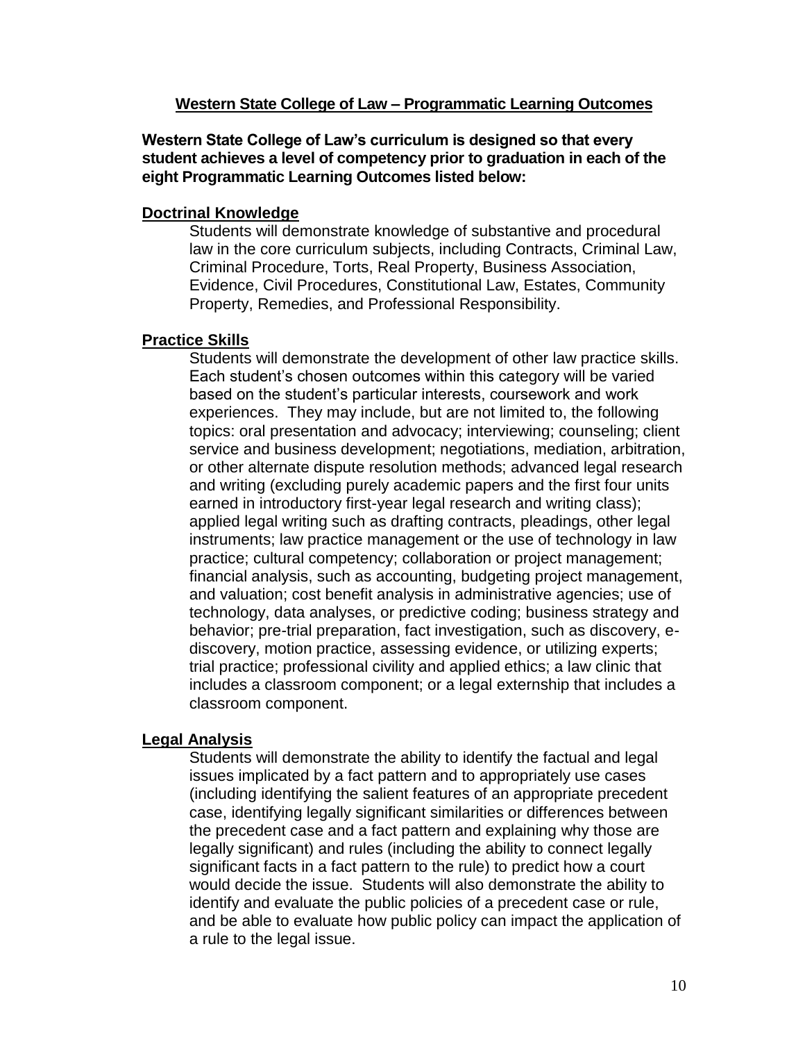## Western State College of Law – Programmatic Learning Outcomes

**Western State College of Law's curriculum is designed so that every student achieves a level of competency prior to graduation in each of the eight Programmatic Learning Outcomes listed below:**

### Doctrinal Knowledge

Students will demonstrate knowledge of substantive and procedural law in the core curriculum subjects, including Contracts, Criminal Law, Criminal Procedure, Torts, Real Property, Business Association, Evidence, Civil Procedures, Constitutional Law, Estates, Community Property, Remedies, and Professional Responsibility.

### Practice Skills

Students will demonstrate the development of other law practice skills. Each student's chosen outcomes within this category will be varied based on the student's particular interests, coursework and work experiences. They may include, but are not limited to, the following topics: oral presentation and advocacy; interviewing; counseling; client service and business development; negotiations, mediation, arbitration, or other alternate dispute resolution methods; advanced legal research and writing (excluding purely academic papers and the first four units earned in introductory first-year legal research and writing class); applied legal writing such as drafting contracts, pleadings, other legal instruments; law practice management or the use of technology in law practice; cultural competency; collaboration or project management; financial analysis, such as accounting, budgeting project management, and valuation; cost benefit analysis in administrative agencies; use of technology, data analyses, or predictive coding; business strategy and behavior; pre-trial preparation, fact investigation, such as discovery, e-discovery, motion practice, assessing evidence, or utilizing experts; trial practice; professional civility and applied ethics; a law clinic that includes a classroom component; or a legal externship that includes a classroom component.

### Legal Analysis

Students will demonstrate the ability to identify the factual and legal issues implicated by a fact pattern and to appropriately use cases (including identifying the salient features of an appropriate precedent case, identifying legally significant similarities or differences between the precedent case and a fact pattern and explaining why those are legally significant) and rules (including the ability to connect legally significant facts in a fact pattern to the rule) to predict how a court would decide the issue. Students will also demonstrate the ability to identify and evaluate the public policies of a precedent case or rule, and be able to evaluate how public policy can impact the application of a rule to the legal issue.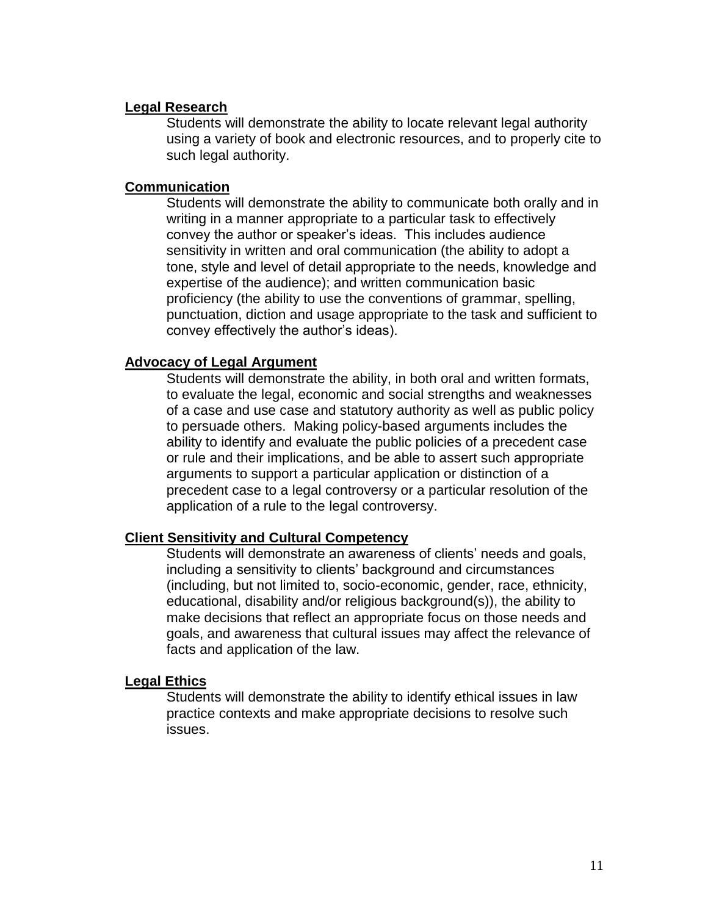**Legal Research**

Students will demonstrate the ability to locate relevant legal authority using a variety of book and electronic resources, and to properly cite to such legal authority.

**Communication**

Students will demonstrate the ability to communicate both orally and in writing in a manner appropriate to a particular task to effectively convey the author or speaker's ideas. This includes audience sensitivity in written and oral communication (the ability to adopt a tone, style and level of detail appropriate to the needs, knowledge and expertise of the audience); and written communication basic proficiency (the ability to use the conventions of grammar, spelling, punctuation, diction and usage appropriate to the task and sufficient to convey effectively the author's ideas).

**Advocacy of Legal Argument**

Students will demonstrate the ability, in both oral and written formats, to evaluate the legal, economic and social strengths and weaknesses of a case and use case and statutory authority as well as public policy to persuade others. Making policy-based arguments includes the ability to identify and evaluate the public policies of a precedent case or rule and their implications, and be able to assert such appropriate arguments to support a particular application or distinction of a precedent case to a legal controversy or a particular resolution of the application of a rule to the legal controversy.

**Client Sensitivity and Cultural Competency**

Students will demonstrate an awareness of clients' needs and goals, including a sensitivity to clients' background and circumstances (including, but not limited to, socio-economic, gender, race, ethnicity, educational, disability and/or religious background(s)), the ability to make decisions that reflect an appropriate focus on those needs and goals, and awareness that cultural issues may affect the relevance of facts and application of the law.

**Legal Ethics**

Students will demonstrate the ability to identify ethical issues in law practice contexts and make appropriate decisions to resolve such issues.